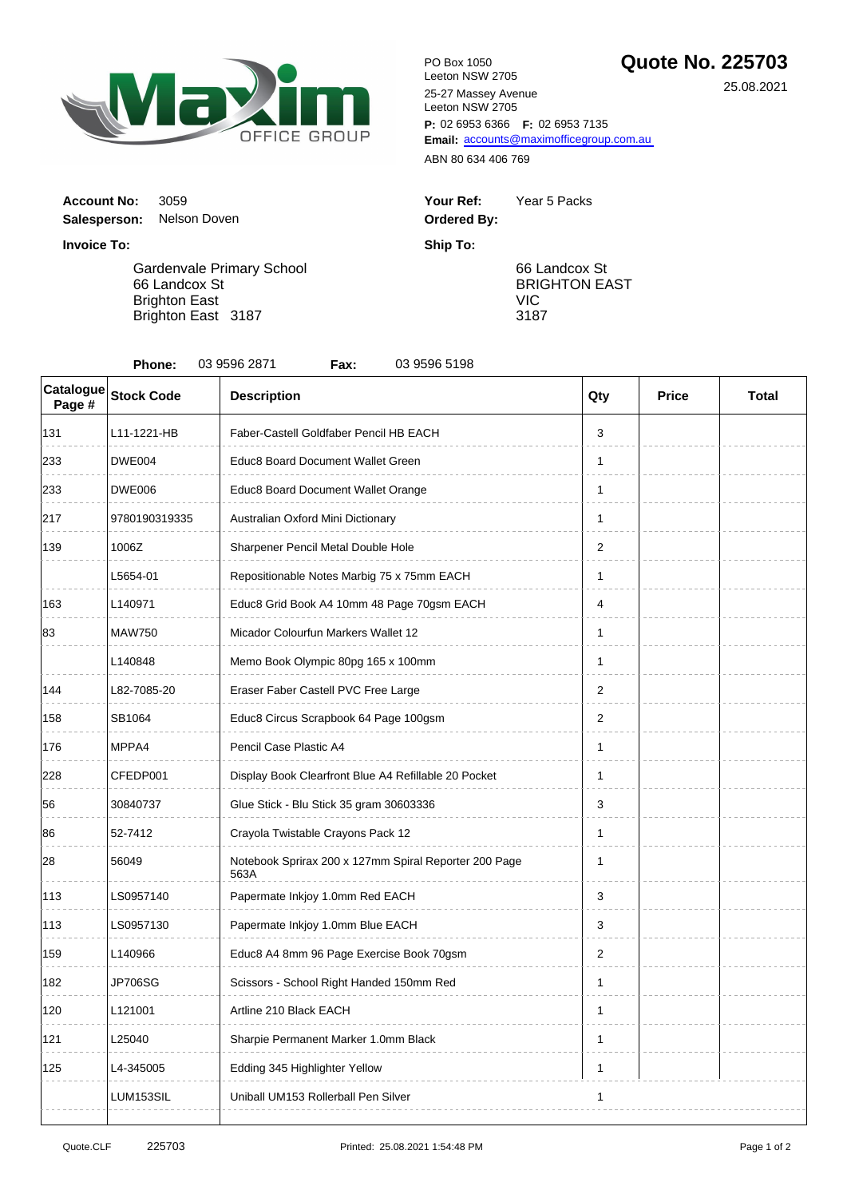Maxim OFFICE GROUP

PO Box 1050
Leeton NSW 2705

25-27 Massey Avenue
Leeton NSW 2705

**P:** 02 6953 6366 **F:** 02 6953 7135

**Email:** accounts@maximofficegroup.com.au

ABN 80 634 406 769

# Quote No. 225703

25.08.2021

**Account No:** 3059

**Salesperson:** Nelson Doven

**Your Ref:** Year 5 Packs

**Ordered By:**

**Invoice To:**

Gardenvale Primary School
66 Landcox St
Brighton East
Brighton East 3187

**Ship To:**

66 Landcox St
BRIGHTON EAST
VIC
3187

**Phone:** 03 9596 2871 **Fax:** 03 9596 5198

| Catalogue Page # | Stock Code | Description | Qty | Price | Total |
|---|---|---|---|---|---|
| 131 | L11-1221-HB | Faber-Castell Goldfaber Pencil HB EACH | 3 | | |
| 233 | DWE004 | Educ8 Board Document Wallet Green | 1 | | |
| 233 | DWE006 | Educ8 Board Document Wallet Orange | 1 | | |
| 217 | 9780190319335 | Australian Oxford Mini Dictionary | 1 | | |
| 139 | 1006Z | Sharpener Pencil Metal Double Hole | 2 | | |
| | L5654-01 | Repositionable Notes Marbig 75 x 75mm EACH | 1 | | |
| 163 | L140971 | Educ8 Grid Book A4 10mm 48 Page 70gsm EACH | 4 | | |
| 83 | MAW750 | Micador Colourfun Markers Wallet 12 | 1 | | |
| | L140848 | Memo Book Olympic 80pg 165 x 100mm | 1 | | |
| 144 | L82-7085-20 | Eraser Faber Castell PVC Free Large | 2 | | |
| 158 | SB1064 | Educ8 Circus Scrapbook 64 Page 100gsm | 2 | | |
| 176 | MPPA4 | Pencil Case Plastic A4 | 1 | | |
| 228 | CFEDP001 | Display Book Clearfront Blue A4 Refillable 20 Pocket | 1 | | |
| 56 | 30840737 | Glue Stick - Blu Stick 35 gram 30603336 | 3 | | |
| 86 | 52-7412 | Crayola Twistable Crayons Pack 12 | 1 | | |
| 28 | 56049 | Notebook Sprirax 200 x 127mm Spiral Reporter 200 Page 563A | 1 | | |
| 113 | LS0957140 | Papermate Inkjoy 1.0mm Red EACH | 3 | | |
| 113 | LS0957130 | Papermate Inkjoy 1.0mm Blue EACH | 3 | | |
| 159 | L140966 | Educ8 A4 8mm 96 Page Exercise Book 70gsm | 2 | | |
| 182 | JP706SG | Scissors - School Right Handed 150mm Red | 1 | | |
| 120 | L121001 | Artline 210 Black EACH | 1 | | |
| 121 | L25040 | Sharpie Permanent Marker 1.0mm Black | 1 | | |
| 125 | L4-345005 | Edding 345 Highlighter Yellow | 1 | | |
| | LUM153SIL | Uniball UM153 Rollerball Pen Silver | 1 | | |

Quote.CLF 225703 Printed: 25.08.2021 1:54:48 PM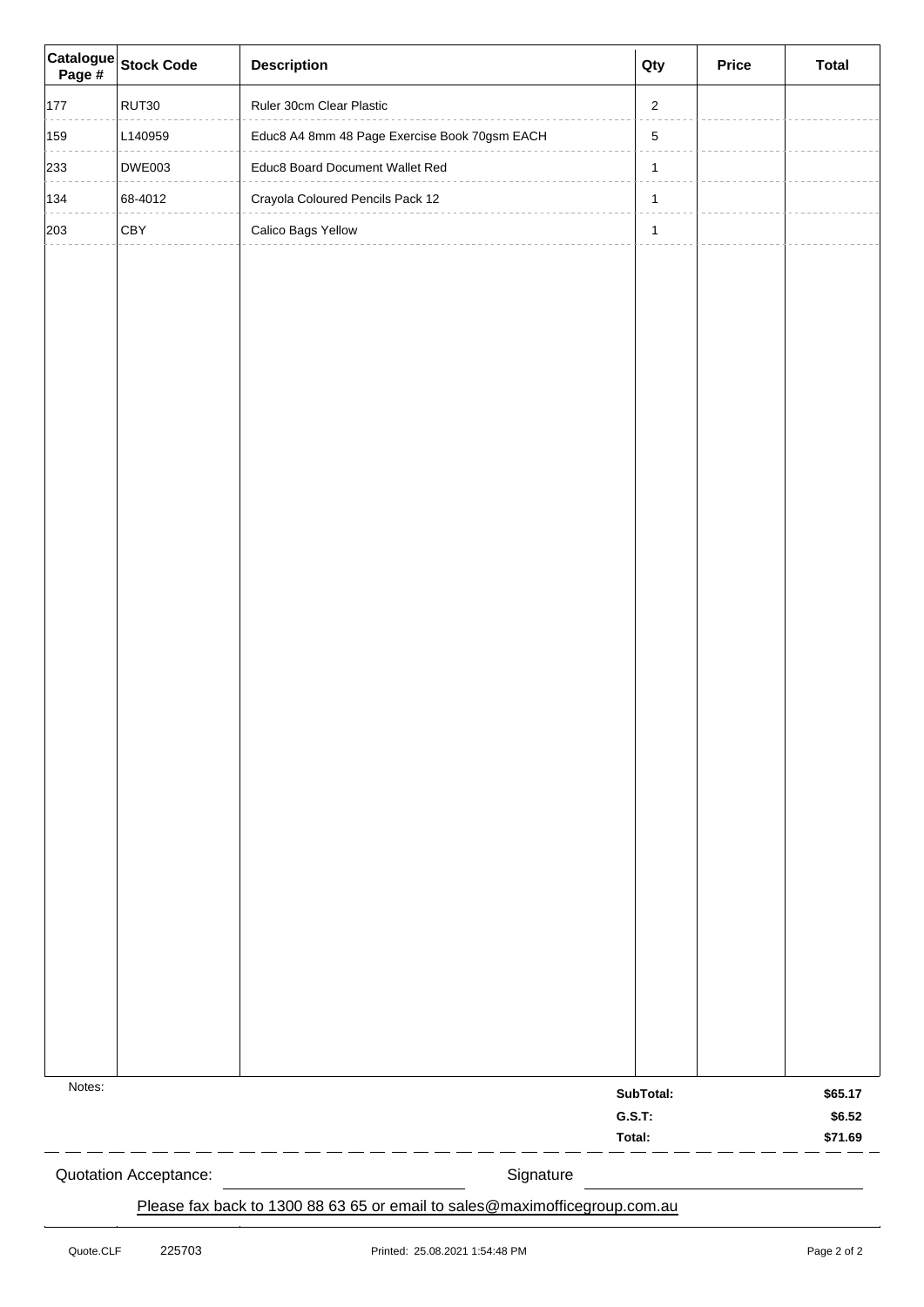| Catalogue Page # | Stock Code | Description | Qty | Price | Total |
|---|---|---|---|---|---|
| 177 | RUT30 | Ruler 30cm Clear Plastic | 2 | | |
| 159 | L140959 | Educ8 A4 8mm 48 Page Exercise Book 70gsm EACH | 5 | | |
| 233 | DWE003 | Educ8 Board Document Wallet Red | 1 | | |
| 134 | 68-4012 | Crayola Coloured Pencils Pack 12 | 1 | | |
| 203 | CBY | Calico Bags Yellow | 1 | | |

Notes:

| | |
|---|---|
| **SubTotal:** | **$65.17** |
| **G.S.T:** | **$6.52** |
| **Total:** | **$71.69** |

Quotation Acceptance: ____________________ Signature ____________________

Please fax back to 1300 88 63 65 or email to sales@maximofficegroup.com.au

Quote.CLF 225703 Printed: 25.08.2021 1:54:48 PM